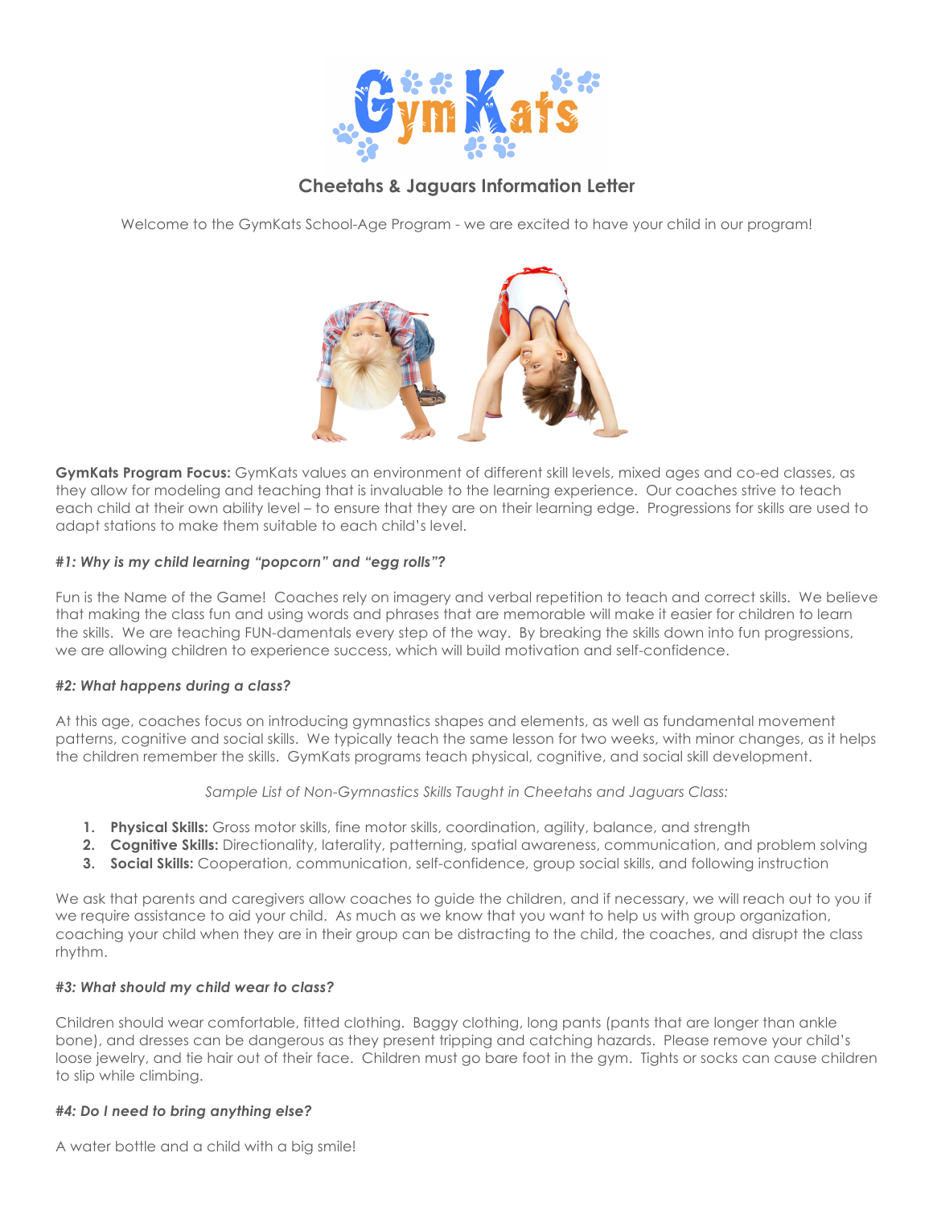# GymKats

## Cheetahs & Jaguars Information Letter

Welcome to the GymKats School-Age Program - we are excited to have your child in our program!

**GymKats Program Focus:** GymKats values an environment of different skill levels, mixed ages and co-ed classes, as they allow for modeling and teaching that is invaluable to the learning experience. Our coaches strive to teach each child at their own ability level – to ensure that they are on their learning edge. Progressions for skills are used to adapt stations to make them suitable to each child's level.

### *#1: Why is my child learning "popcorn" and "egg rolls"?*

Fun is the Name of the Game! Coaches rely on imagery and verbal repetition to teach and correct skills. We believe that making the class fun and using words and phrases that are memorable will make it easier for children to learn the skills. We are teaching FUN-damentals every step of the way. By breaking the skills down into fun progressions, we are allowing children to experience success, which will build motivation and self-confidence.

### *#2: What happens during a class?*

At this age, coaches focus on introducing gymnastics shapes and elements, as well as fundamental movement patterns, cognitive and social skills. We typically teach the same lesson for two weeks, with minor changes, as it helps the children remember the skills. GymKats programs teach physical, cognitive, and social skill development.

*Sample List of Non-Gymnastics Skills Taught in Cheetahs and Jaguars Class:*

1. **Physical Skills:** Gross motor skills, fine motor skills, coordination, agility, balance, and strength
2. **Cognitive Skills:** Directionality, laterality, patterning, spatial awareness, communication, and problem solving
3. **Social Skills:** Cooperation, communication, self-confidence, group social skills, and following instruction

We ask that parents and caregivers allow coaches to guide the children, and if necessary, we will reach out to you if we require assistance to aid your child. As much as we know that you want to help us with group organization, coaching your child when they are in their group can be distracting to the child, the coaches, and disrupt the class rhythm.

### *#3: What should my child wear to class?*

Children should wear comfortable, fitted clothing. Baggy clothing, long pants (pants that are longer than ankle bone), and dresses can be dangerous as they present tripping and catching hazards. Please remove your child's loose jewelry, and tie hair out of their face. Children must go bare foot in the gym. Tights or socks can cause children to slip while climbing.

### *#4: Do I need to bring anything else?*

A water bottle and a child with a big smile!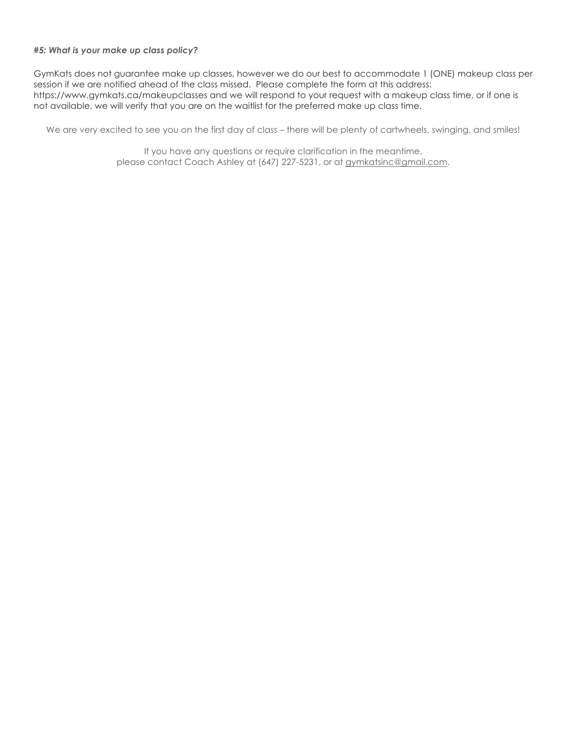***#5: What is your make up class policy?***

GymKats does not guarantee make up classes, however we do our best to accommodate 1 (ONE) makeup class per session if we are notified ahead of the class missed. Please complete the form at this address: https://www.gymkats.ca/makeupclasses and we will respond to your request with a makeup class time, or if one is not available, we will verify that you are on the waitlist for the preferred make up class time.

We are very excited to see you on the first day of class – there will be plenty of cartwheels, swinging, and smiles!

If you have any questions or require clarification in the meantime,
please contact Coach Ashley at (647) 227-5231, or at gymkatsinc@gmail.com.